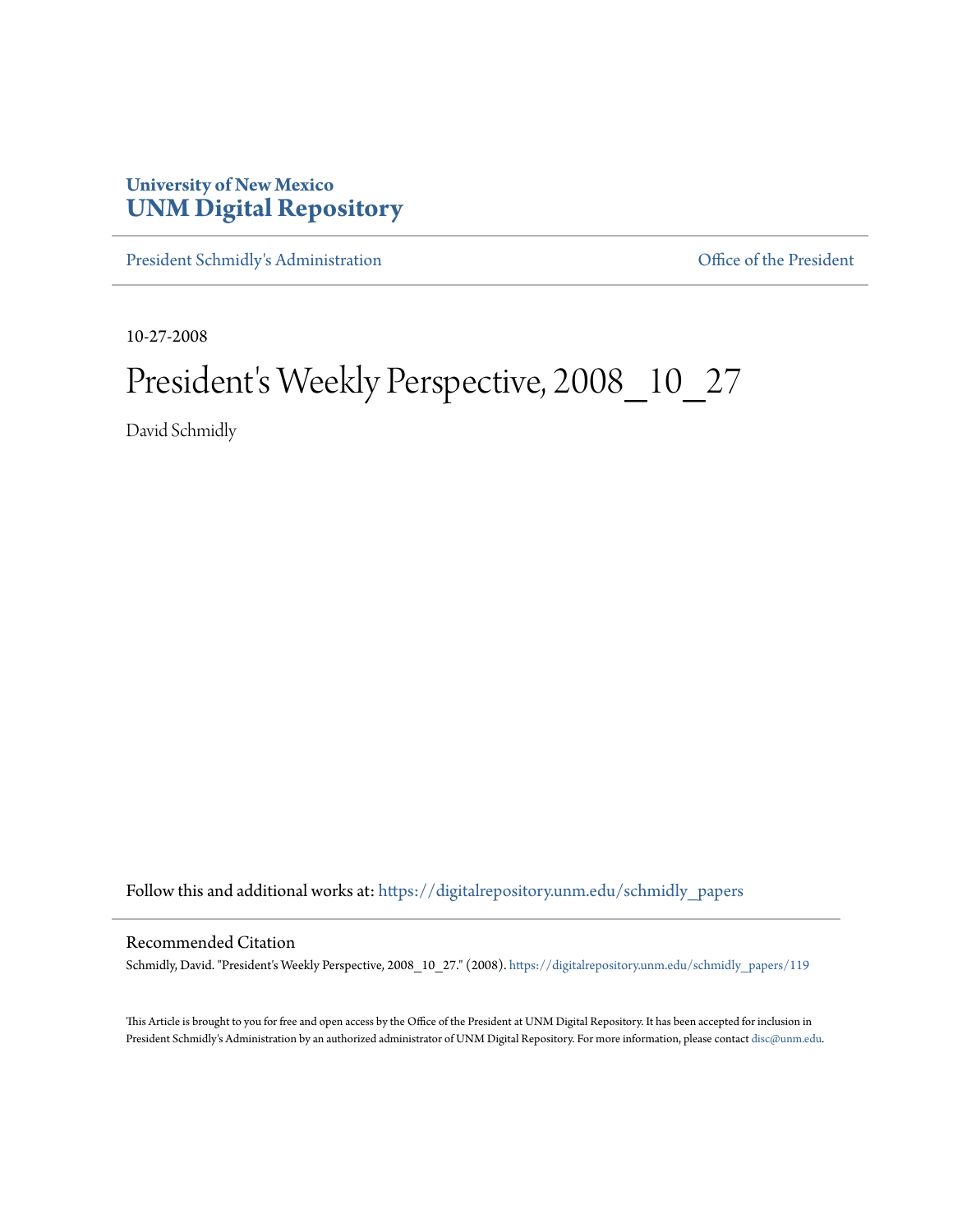**University of New Mexico**
**UNM Digital Repository**

President Schmidly's Administration | Office of the President

10-27-2008

# President's Weekly Perspective, 2008_10_27

David Schmidly

Follow this and additional works at: https://digitalrepository.unm.edu/schmidly_papers

## Recommended Citation

Schmidly, David. "President's Weekly Perspective, 2008_10_27." (2008). https://digitalrepository.unm.edu/schmidly_papers/119

This Article is brought to you for free and open access by the Office of the President at UNM Digital Repository. It has been accepted for inclusion in President Schmidly's Administration by an authorized administrator of UNM Digital Repository. For more information, please contact disc@unm.edu.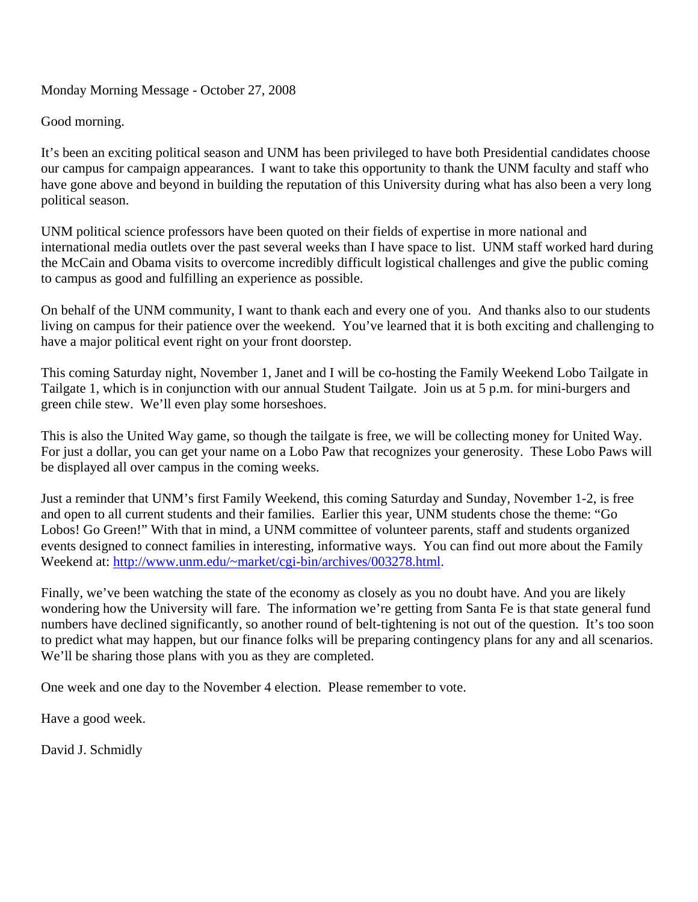Monday Morning Message - October 27, 2008

Good morning.

It's been an exciting political season and UNM has been privileged to have both Presidential candidates choose our campus for campaign appearances. I want to take this opportunity to thank the UNM faculty and staff who have gone above and beyond in building the reputation of this University during what has also been a very long political season.

UNM political science professors have been quoted on their fields of expertise in more national and international media outlets over the past several weeks than I have space to list. UNM staff worked hard during the McCain and Obama visits to overcome incredibly difficult logistical challenges and give the public coming to campus as good and fulfilling an experience as possible.

On behalf of the UNM community, I want to thank each and every one of you. And thanks also to our students living on campus for their patience over the weekend. You've learned that it is both exciting and challenging to have a major political event right on your front doorstep.

This coming Saturday night, November 1, Janet and I will be co-hosting the Family Weekend Lobo Tailgate in Tailgate 1, which is in conjunction with our annual Student Tailgate. Join us at 5 p.m. for mini-burgers and green chile stew. We'll even play some horseshoes.

This is also the United Way game, so though the tailgate is free, we will be collecting money for United Way. For just a dollar, you can get your name on a Lobo Paw that recognizes your generosity. These Lobo Paws will be displayed all over campus in the coming weeks.

Just a reminder that UNM's first Family Weekend, this coming Saturday and Sunday, November 1-2, is free and open to all current students and their families. Earlier this year, UNM students chose the theme: "Go Lobos! Go Green!" With that in mind, a UNM committee of volunteer parents, staff and students organized events designed to connect families in interesting, informative ways. You can find out more about the Family Weekend at: [http://www.unm.edu/~market/cgi-bin/archives/003278.html](http://www.unm.edu/~market/cgi-bin/archives/003278.html).

Finally, we've been watching the state of the economy as closely as you no doubt have. And you are likely wondering how the University will fare. The information we're getting from Santa Fe is that state general fund numbers have declined significantly, so another round of belt-tightening is not out of the question. It's too soon to predict what may happen, but our finance folks will be preparing contingency plans for any and all scenarios. We'll be sharing those plans with you as they are completed.

One week and one day to the November 4 election. Please remember to vote.

Have a good week.

David J. Schmidly